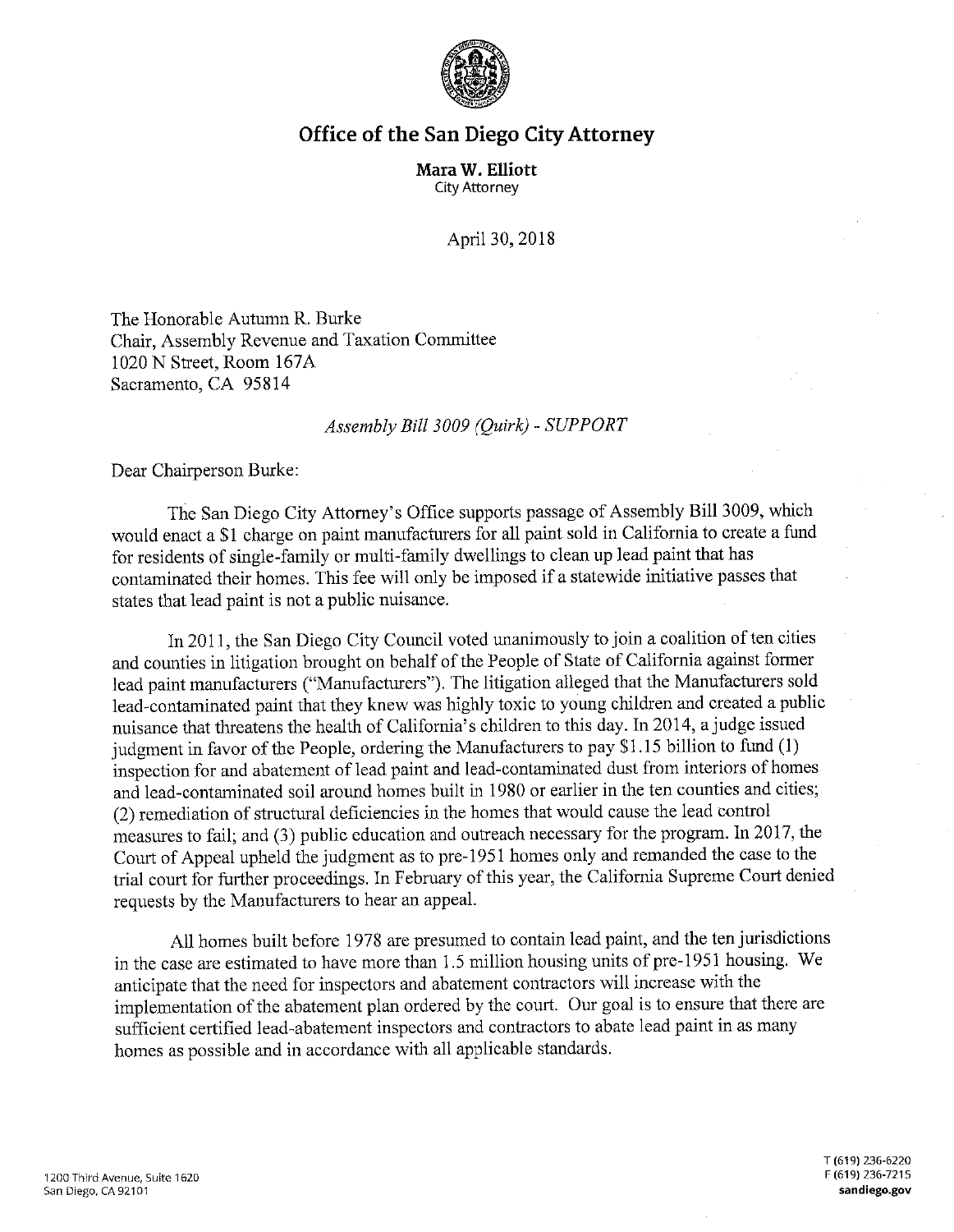# Office of the San Diego City Attorney

**Mara W. Elliott**
City Attorney

April 30, 2018

The Honorable Autumn R. Burke
Chair, Assembly Revenue and Taxation Committee
1020 N Street, Room 167A
Sacramento, CA 95814

*Assembly Bill 3009 (Quirk) - SUPPORT*

Dear Chairperson Burke:

The San Diego City Attorney's Office supports passage of Assembly Bill 3009, which would enact a $1 charge on paint manufacturers for all paint sold in California to create a fund for residents of single-family or multi-family dwellings to clean up lead paint that has contaminated their homes. This fee will only be imposed if a statewide initiative passes that states that lead paint is not a public nuisance.

In 2011, the San Diego City Council voted unanimously to join a coalition of ten cities and counties in litigation brought on behalf of the People of State of California against former lead paint manufacturers ("Manufacturers"). The litigation alleged that the Manufacturers sold lead-contaminated paint that they knew was highly toxic to young children and created a public nuisance that threatens the health of California's children to this day. In 2014, a judge issued judgment in favor of the People, ordering the Manufacturers to pay $1.15 billion to fund (1) inspection for and abatement of lead paint and lead-contaminated dust from interiors of homes and lead-contaminated soil around homes built in 1980 or earlier in the ten counties and cities; (2) remediation of structural deficiencies in the homes that would cause the lead control measures to fail; and (3) public education and outreach necessary for the program. In 2017, the Court of Appeal upheld the judgment as to pre-1951 homes only and remanded the case to the trial court for further proceedings. In February of this year, the California Supreme Court denied requests by the Manufacturers to hear an appeal.

All homes built before 1978 are presumed to contain lead paint, and the ten jurisdictions in the case are estimated to have more than 1.5 million housing units of pre-1951 housing. We anticipate that the need for inspectors and abatement contractors will increase with the implementation of the abatement plan ordered by the court. Our goal is to ensure that there are sufficient certified lead-abatement inspectors and contractors to abate lead paint in as many homes as possible and in accordance with all applicable standards.

1200 Third Avenue, Suite 1620
San Diego, CA 92101

T (619) 236-6220
F (619) 236-7215
**sandiego.gov**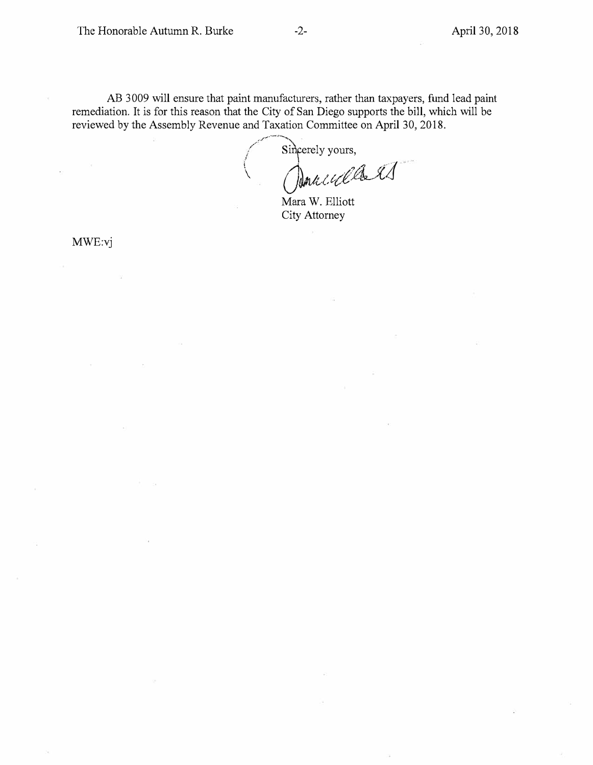AB 3009 will ensure that paint manufacturers, rather than taxpayers, fund lead paint remediation. It is for this reason that the City of San Diego supports the bill, which will be reviewed by the Assembly Revenue and Taxation Committee on April 30, 2018.

Sincerely yours,

Mara W. Elliott
City Attorney

MWE:vj